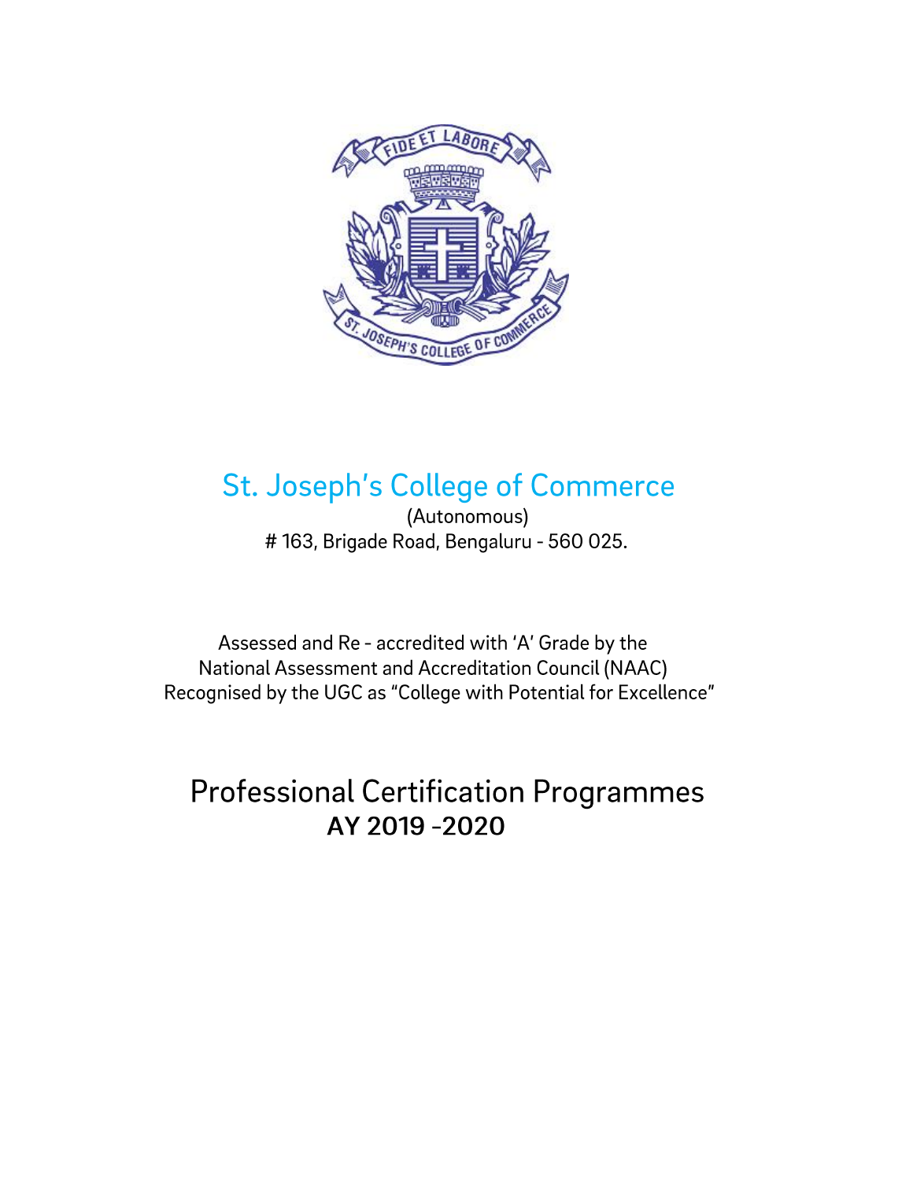# St. Joseph's College of Commerce

(Autonomous)

# 163, Brigade Road, Bengaluru - 560 025.

Assessed and Re - accredited with 'A' Grade by the
National Assessment and Accreditation Council (NAAC)
Recognised by the UGC as "College with Potential for Excellence"

## Professional Certification Programmes

**AY 2019 -2020**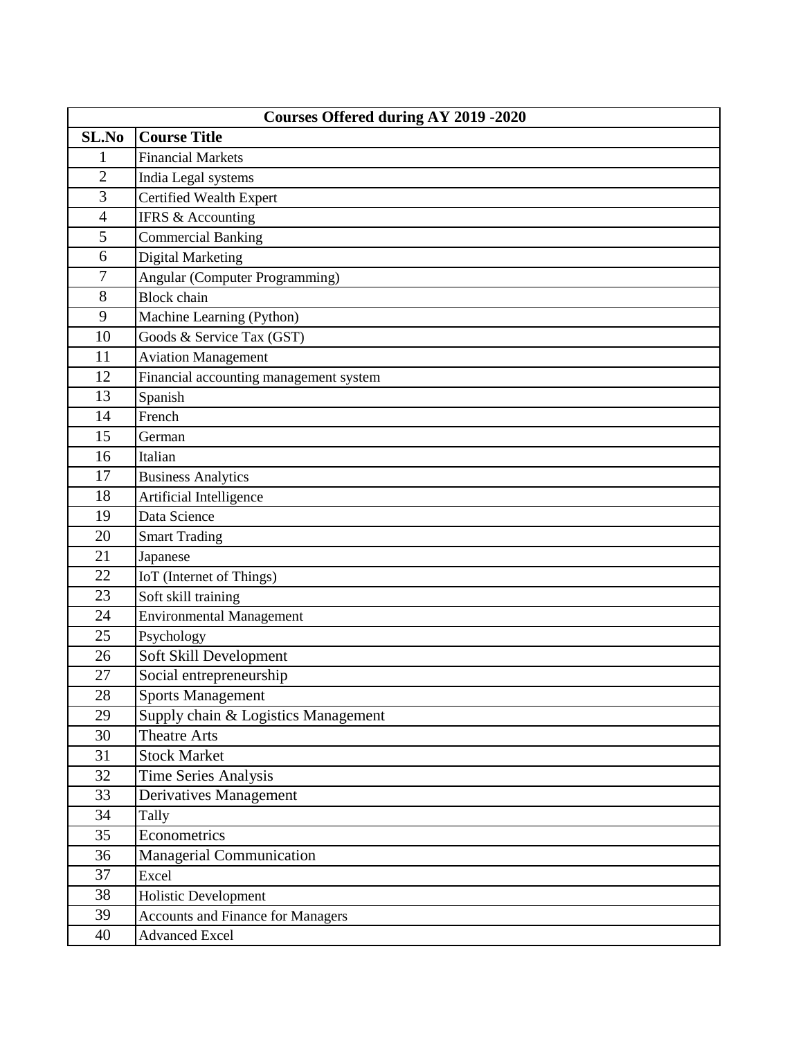| Courses Offered during AY 2019 -2020 | |
|---|---|
| **SL.No** | **Course Title** |
| 1 | Financial Markets |
| 2 | India Legal systems |
| 3 | Certified Wealth Expert |
| 4 | IFRS & Accounting |
| 5 | Commercial Banking |
| 6 | Digital Marketing |
| 7 | Angular (Computer Programming) |
| 8 | Block chain |
| 9 | Machine Learning (Python) |
| 10 | Goods & Service Tax (GST) |
| 11 | Aviation Management |
| 12 | Financial accounting management system |
| 13 | Spanish |
| 14 | French |
| 15 | German |
| 16 | Italian |
| 17 | Business Analytics |
| 18 | Artificial Intelligence |
| 19 | Data Science |
| 20 | Smart Trading |
| 21 | Japanese |
| 22 | IoT (Internet of Things) |
| 23 | Soft skill training |
| 24 | Environmental Management |
| 25 | Psychology |
| 26 | Soft Skill Development |
| 27 | Social entrepreneurship |
| 28 | Sports Management |
| 29 | Supply chain & Logistics Management |
| 30 | Theatre Arts |
| 31 | Stock Market |
| 32 | Time Series Analysis |
| 33 | Derivatives Management |
| 34 | Tally |
| 35 | Econometrics |
| 36 | Managerial Communication |
| 37 | Excel |
| 38 | Holistic Development |
| 39 | Accounts and Finance for Managers |
| 40 | Advanced Excel |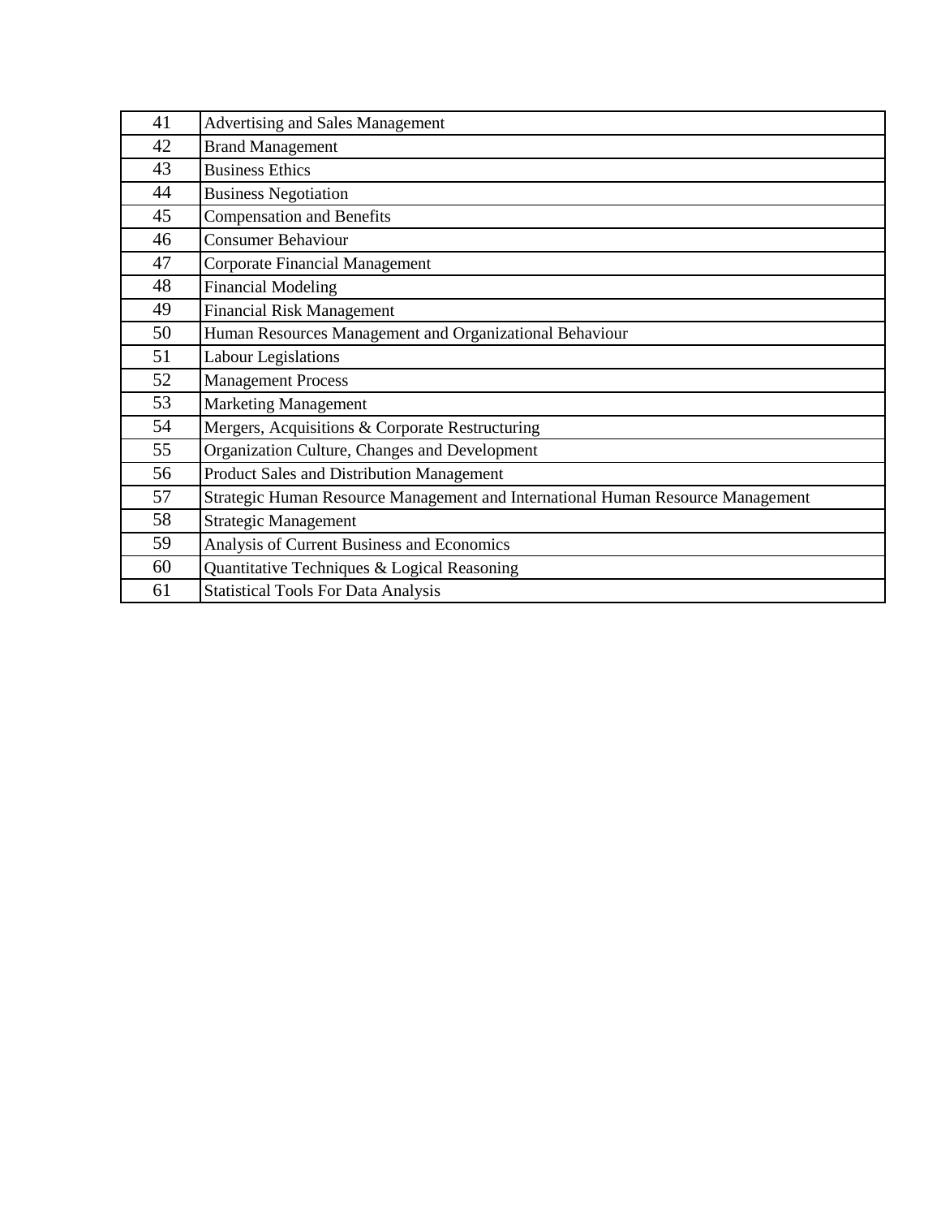| | |
|---|---|
| 41 | Advertising and Sales Management |
| 42 | Brand Management |
| 43 | Business Ethics |
| 44 | Business Negotiation |
| 45 | Compensation and Benefits |
| 46 | Consumer Behaviour |
| 47 | Corporate Financial Management |
| 48 | Financial Modeling |
| 49 | Financial Risk Management |
| 50 | Human Resources Management and Organizational Behaviour |
| 51 | Labour Legislations |
| 52 | Management Process |
| 53 | Marketing Management |
| 54 | Mergers, Acquisitions & Corporate Restructuring |
| 55 | Organization Culture, Changes and Development |
| 56 | Product Sales and Distribution Management |
| 57 | Strategic Human Resource Management and International Human Resource Management |
| 58 | Strategic Management |
| 59 | Analysis of Current Business and Economics |
| 60 | Quantitative Techniques & Logical Reasoning |
| 61 | Statistical Tools For Data Analysis |